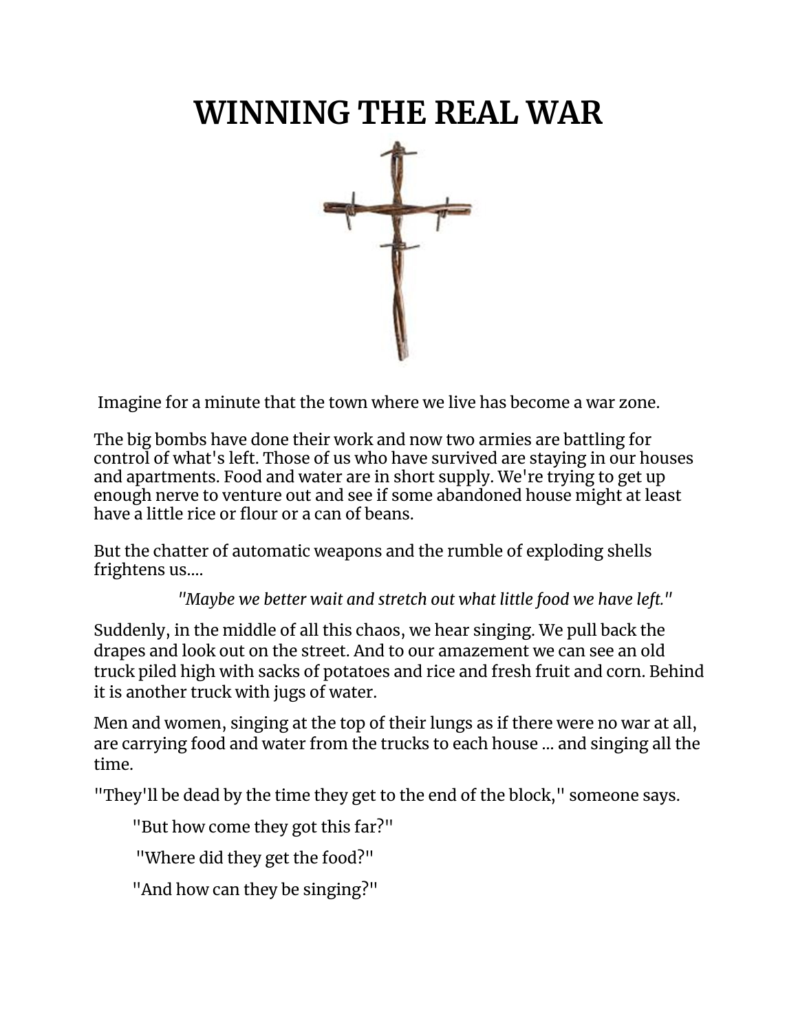# WINNING THE REAL WAR

Imagine for a minute that the town where we live has become a war zone.

The big bombs have done their work and now two armies are battling for control of what's left. Those of us who have survived are staying in our houses and apartments. Food and water are in short supply. We're trying to get up enough nerve to venture out and see if some abandoned house might at least have a little rice or flour or a can of beans.

But the chatter of automatic weapons and the rumble of exploding shells frightens us....

*"Maybe we better wait and stretch out what little food we have left."*

Suddenly, in the middle of all this chaos, we hear singing. We pull back the drapes and look out on the street. And to our amazement we can see an old truck piled high with sacks of potatoes and rice and fresh fruit and corn. Behind it is another truck with jugs of water.

Men and women, singing at the top of their lungs as if there were no war at all, are carrying food and water from the trucks to each house ... and singing all the time.

"They'll be dead by the time they get to the end of the block," someone says.

"But how come they got this far?"

"Where did they get the food?"

"And how can they be singing?"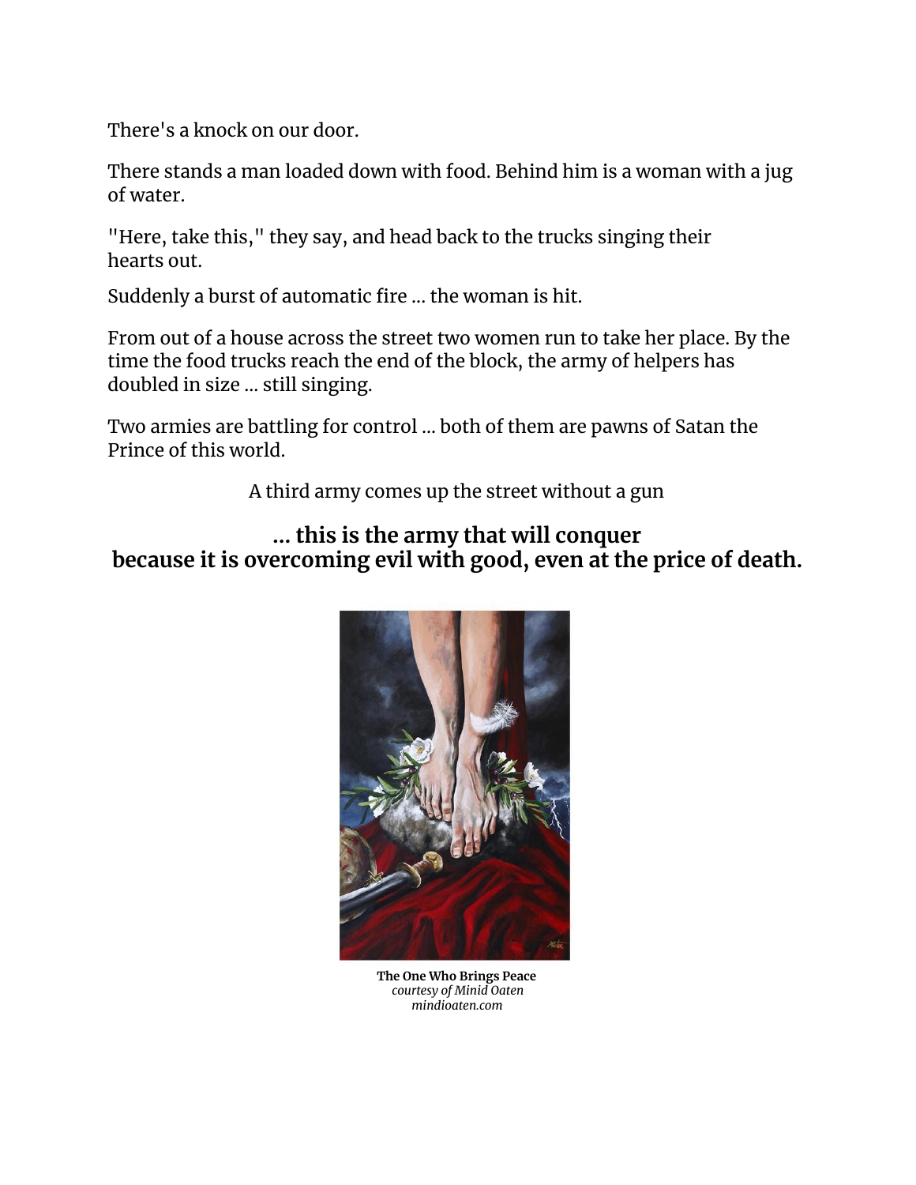There's a knock on our door.

There stands a man loaded down with food. Behind him is a woman with a jug of water.

"Here, take this," they say, and head back to the trucks singing their hearts out.

Suddenly a burst of automatic fire ... the woman is hit.

From out of a house across the street two women run to take her place. By the time the food trucks reach the end of the block, the army of helpers has doubled in size ... still singing.

Two armies are battling for control ... both of them are pawns of Satan the Prince of this world.

A third army comes up the street without a gun

**... this is the army that will conquer**
**because it is overcoming evil with good, even at the price of death.**

**The One Who Brings Peace**
*courtesy of Minid Oaten*
*mindioaten.com*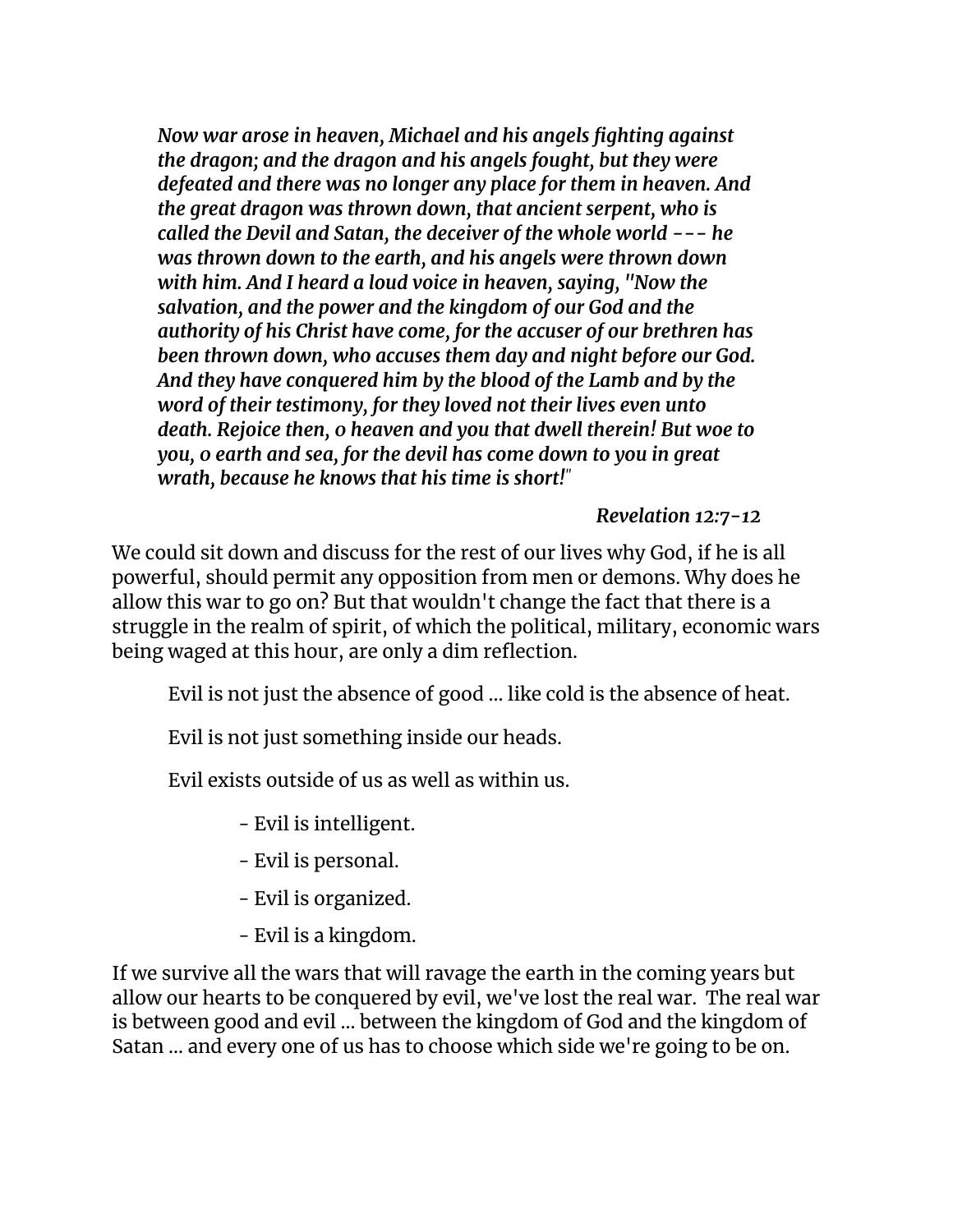> ***Now war arose in heaven, Michael and his angels fighting against the dragon; and the dragon and his angels fought, but they were defeated and there was no longer any place for them in heaven. And the great dragon was thrown down, that ancient serpent, who is called the Devil and Satan, the deceiver of the whole world --- he was thrown down to the earth, and his angels were thrown down with him. And I heard a loud voice in heaven, saying, "Now the salvation, and the power and the kingdom of our God and the authority of his Christ have come, for the accuser of our brethren has been thrown down, who accuses them day and night before our God. And they have conquered him by the blood of the Lamb and by the word of their testimony, for they loved not their lives even unto death. Rejoice then, o heaven and you that dwell therein! But woe to you, o earth and sea, for the devil has come down to you in great wrath, because he knows that his time is short!"***
>
> ***Revelation 12:7-12***

We could sit down and discuss for the rest of our lives why God, if he is all powerful, should permit any opposition from men or demons. Why does he allow this war to go on? But that wouldn't change the fact that there is a struggle in the realm of spirit, of which the political, military, economic wars being waged at this hour, are only a dim reflection.

Evil is not just the absence of good ... like cold is the absence of heat.

Evil is not just something inside our heads.

Evil exists outside of us as well as within us.

- Evil is intelligent.
- Evil is personal.
- Evil is organized.
- Evil is a kingdom.

If we survive all the wars that will ravage the earth in the coming years but allow our hearts to be conquered by evil, we've lost the real war. The real war is between good and evil ... between the kingdom of God and the kingdom of Satan ... and every one of us has to choose which side we're going to be on.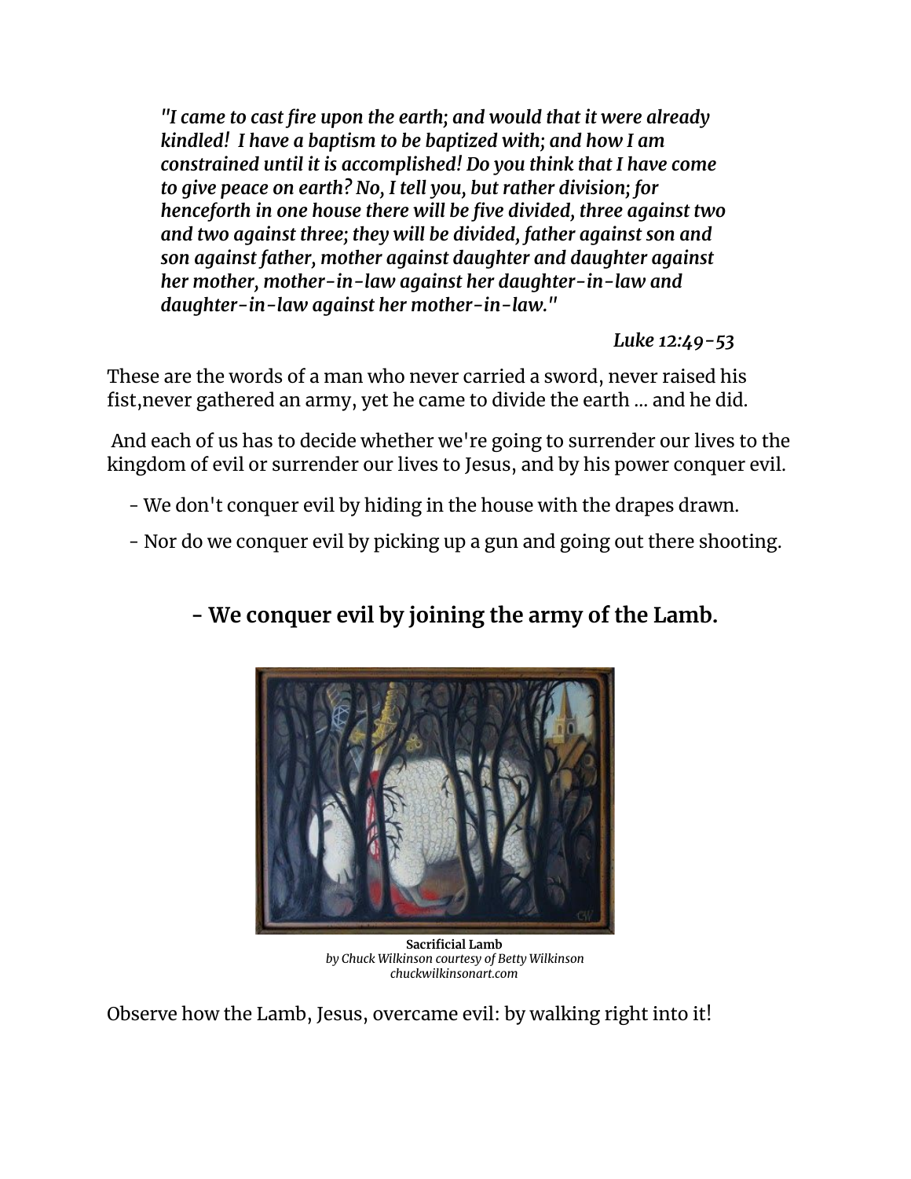*"I came to cast fire upon the earth; and would that it were already kindled! I have a baptism to be baptized with; and how I am constrained until it is accomplished! Do you think that I have come to give peace on earth? No, I tell you, but rather division; for henceforth in one house there will be five divided, three against two and two against three; they will be divided, father against son and son against father, mother against daughter and daughter against her mother, mother-in-law against her daughter-in-law and daughter-in-law against her mother-in-law."*

*Luke 12:49-53*

These are the words of a man who never carried a sword, never raised his fist,never gathered an army, yet he came to divide the earth ... and he did.

And each of us has to decide whether we're going to surrender our lives to the kingdom of evil or surrender our lives to Jesus, and by his power conquer evil.

- We don't conquer evil by hiding in the house with the drapes drawn.
- Nor do we conquer evil by picking up a gun and going out there shooting.

## - We conquer evil by joining the army of the Lamb.

**Sacrificial Lamb**
*by Chuck Wilkinson courtesy of Betty Wilkinson*
*chuckwilkinsonart.com*

Observe how the Lamb, Jesus, overcame evil: by walking right into it!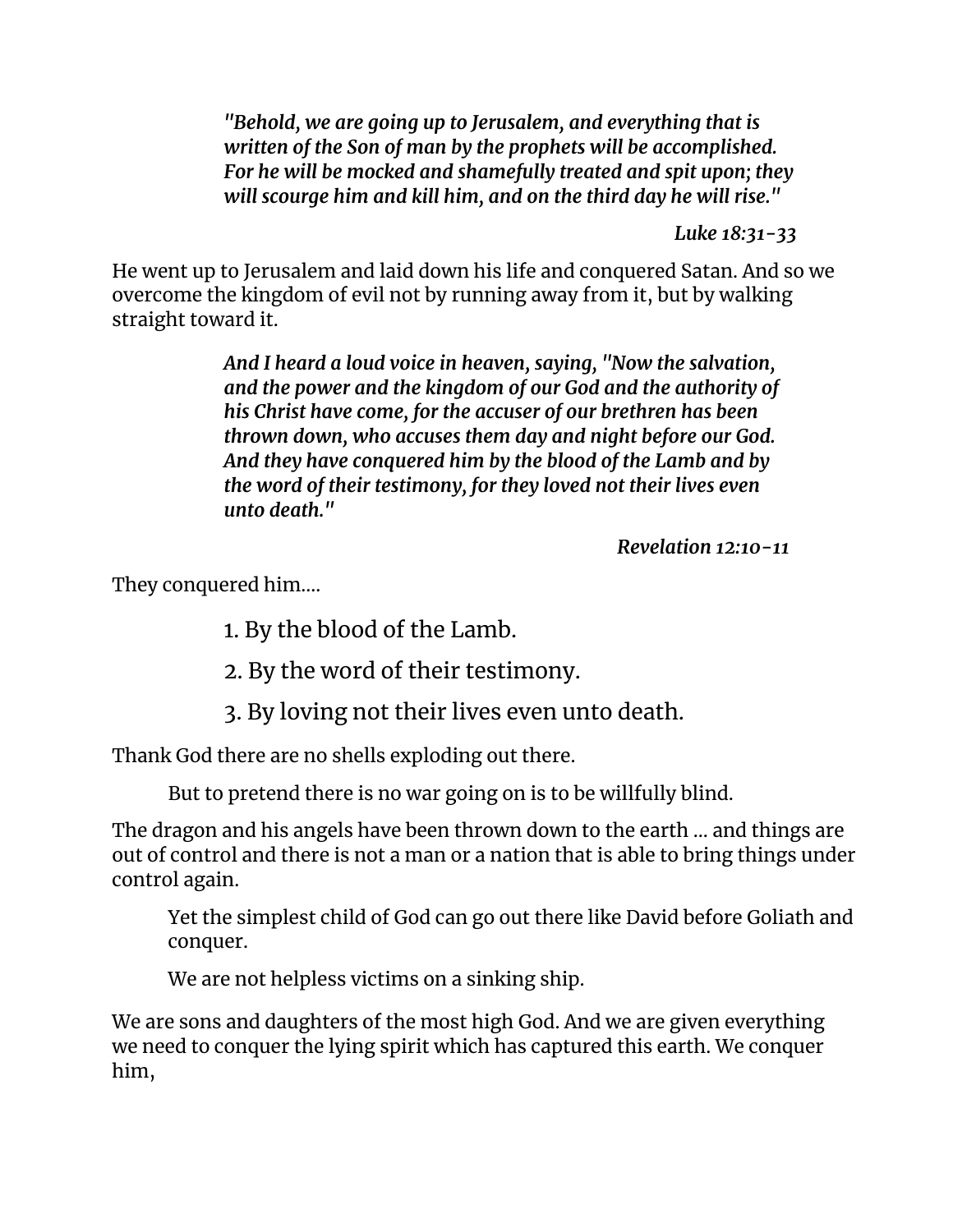> ***"Behold, we are going up to Jerusalem, and everything that is written of the Son of man by the prophets will be accomplished. For he will be mocked and shamefully treated and spit upon; they will scourge him and kill him, and on the third day he will rise."***
>
> ***Luke 18:31-33***

He went up to Jerusalem and laid down his life and conquered Satan. And so we overcome the kingdom of evil not by running away from it, but by walking straight toward it.

> ***And I heard a loud voice in heaven, saying, "Now the salvation, and the power and the kingdom of our God and the authority of his Christ have come, for the accuser of our brethren has been thrown down, who accuses them day and night before our God. And they have conquered him by the blood of the Lamb and by the word of their testimony, for they loved not their lives even unto death."***
>
> ***Revelation 12:10-11***

They conquered him....

1. By the blood of the Lamb.
2. By the word of their testimony.
3. By loving not their lives even unto death.

Thank God there are no shells exploding out there.

But to pretend there is no war going on is to be willfully blind.

The dragon and his angels have been thrown down to the earth ... and things are out of control and there is not a man or a nation that is able to bring things under control again.

Yet the simplest child of God can go out there like David before Goliath and conquer.

We are not helpless victims on a sinking ship.

We are sons and daughters of the most high God. And we are given everything we need to conquer the lying spirit which has captured this earth. We conquer him,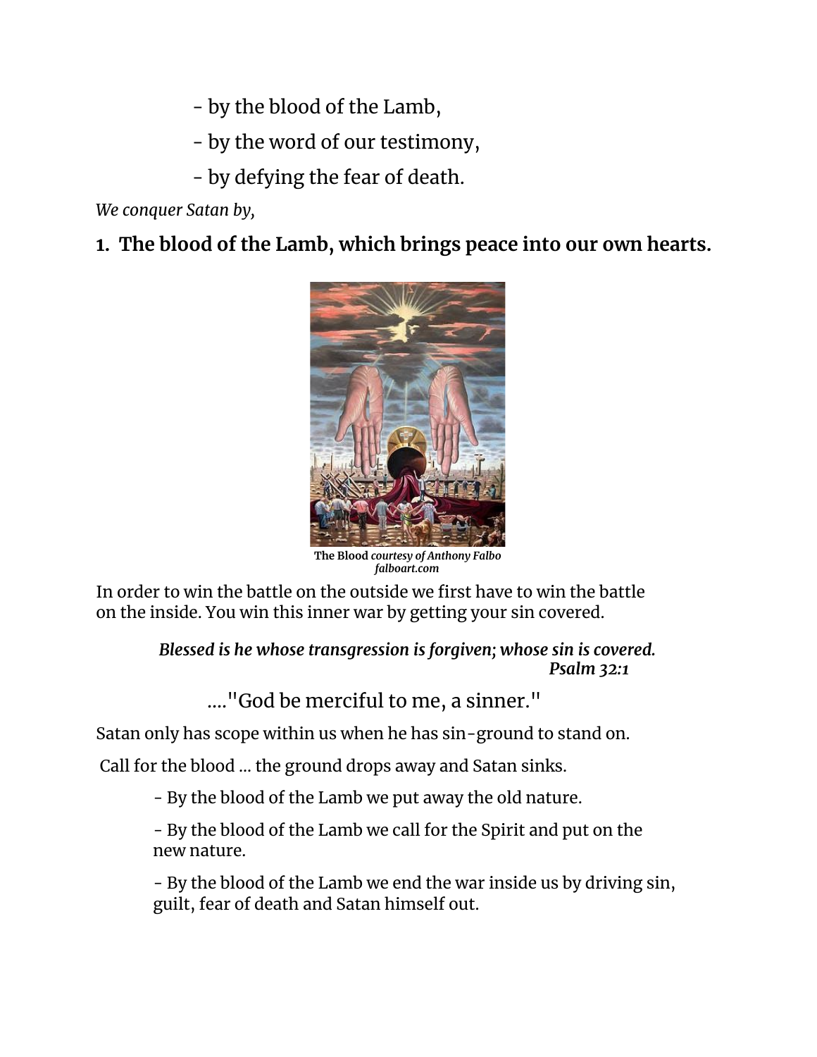- by the blood of the Lamb,
- by the word of our testimony,
- by defying the fear of death.

*We conquer Satan by,*

**1. The blood of the Lamb, which brings peace into our own hearts.**

**The Blood** *courtesy of Anthony Falbo falboart.com*

In order to win the battle on the outside we first have to win the battle on the inside. You win this inner war by getting your sin covered.

***Blessed is he whose transgression is forgiven; whose sin is covered.***
***Psalm 32:1***

...."God be merciful to me, a sinner."

Satan only has scope within us when he has sin-ground to stand on.

Call for the blood ... the ground drops away and Satan sinks.

- By the blood of the Lamb we put away the old nature.
- By the blood of the Lamb we call for the Spirit and put on the new nature.
- By the blood of the Lamb we end the war inside us by driving sin, guilt, fear of death and Satan himself out.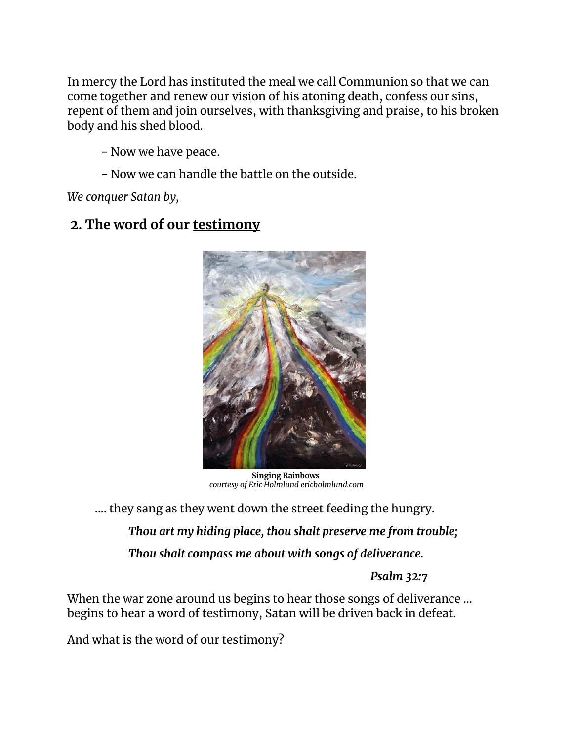In mercy the Lord has instituted the meal we call Communion so that we can come together and renew our vision of his atoning death, confess our sins, repent of them and join ourselves, with thanksgiving and praise, to his broken body and his shed blood.

- Now we have peace.
- Now we can handle the battle on the outside.

*We conquer Satan by,*

## 2. The word of our <u>testimony</u>

**Singing Rainbows**
*courtesy of Eric Holmlund ericholmlund.com*

.... they sang as they went down the street feeding the hungry.

> ***Thou art my hiding place, thou shalt preserve me from trouble;***
>
> ***Thou shalt compass me about with songs of deliverance.***
>
> ***Psalm 32:7***

When the war zone around us begins to hear those songs of deliverance ... begins to hear a word of testimony, Satan will be driven back in defeat.

And what is the word of our testimony?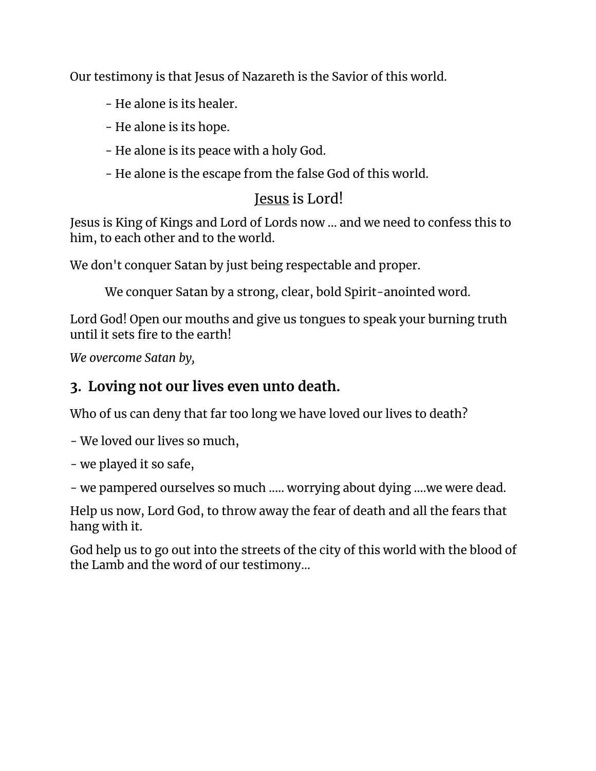Our testimony is that Jesus of Nazareth is the Savior of this world.

- He alone is its healer.
- He alone is its hope.
- He alone is its peace with a holy God.
- He alone is the escape from the false God of this world.

<u>Jesus</u> is Lord!

Jesus is King of Kings and Lord of Lords now ... and we need to confess this to him, to each other and to the world.

We don't conquer Satan by just being respectable and proper.

We conquer Satan by a strong, clear, bold Spirit-anointed word.

Lord God! Open our mouths and give us tongues to speak your burning truth until it sets fire to the earth!

*We overcome Satan by,*

### 3. Loving not our lives even unto death.

Who of us can deny that far too long we have loved our lives to death?

- We loved our lives so much,
- we played it so safe,
- we pampered ourselves so much ..... worrying about dying ....we were dead.

Help us now, Lord God, to throw away the fear of death and all the fears that hang with it.

God help us to go out into the streets of the city of this world with the blood of the Lamb and the word of our testimony...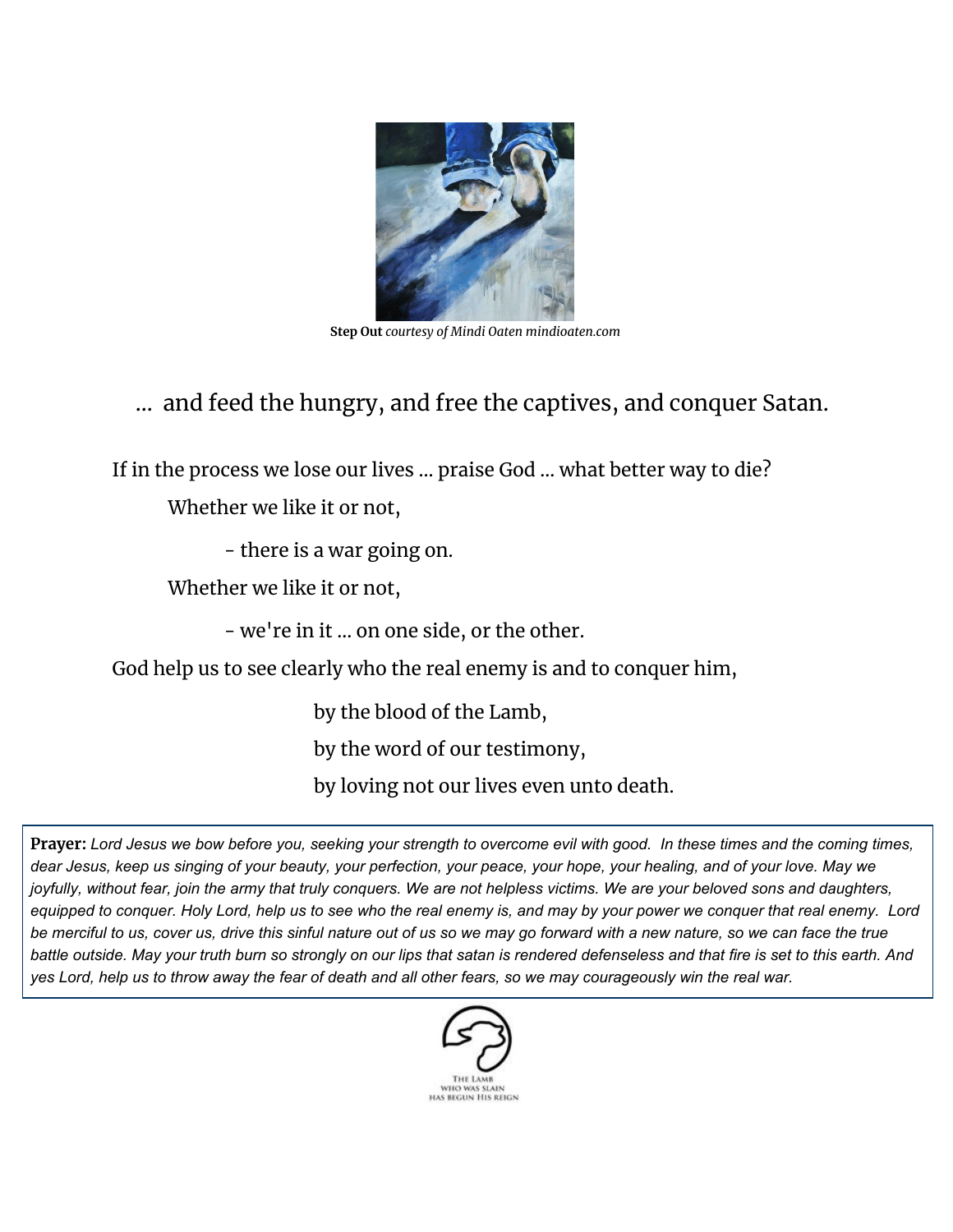**Step Out** *courtesy of Mindi Oaten mindioaten.com*

… and feed the hungry, and free the captives, and conquer Satan.

If in the process we lose our lives … praise God … what better way to die?

Whether we like it or not,

- there is a war going on.

Whether we like it or not,

- we're in it … on one side, or the other.

God help us to see clearly who the real enemy is and to conquer him,

by the blood of the Lamb,

by the word of our testimony,

by loving not our lives even unto death.

**Prayer:** *Lord Jesus we bow before you, seeking your strength to overcome evil with good. In these times and the coming times, dear Jesus, keep us singing of your beauty, your perfection, your peace, your hope, your healing, and of your love. May we joyfully, without fear, join the army that truly conquers. We are not helpless victims. We are your beloved sons and daughters, equipped to conquer. Holy Lord, help us to see who the real enemy is, and may by your power we conquer that real enemy. Lord be merciful to us, cover us, drive this sinful nature out of us so we may go forward with a new nature, so we can face the true battle outside. May your truth burn so strongly on our lips that satan is rendered defenseless and that fire is set to this earth. And yes Lord, help us to throw away the fear of death and all other fears, so we may courageously win the real war.*

The Lamb who was slain has begun His reign